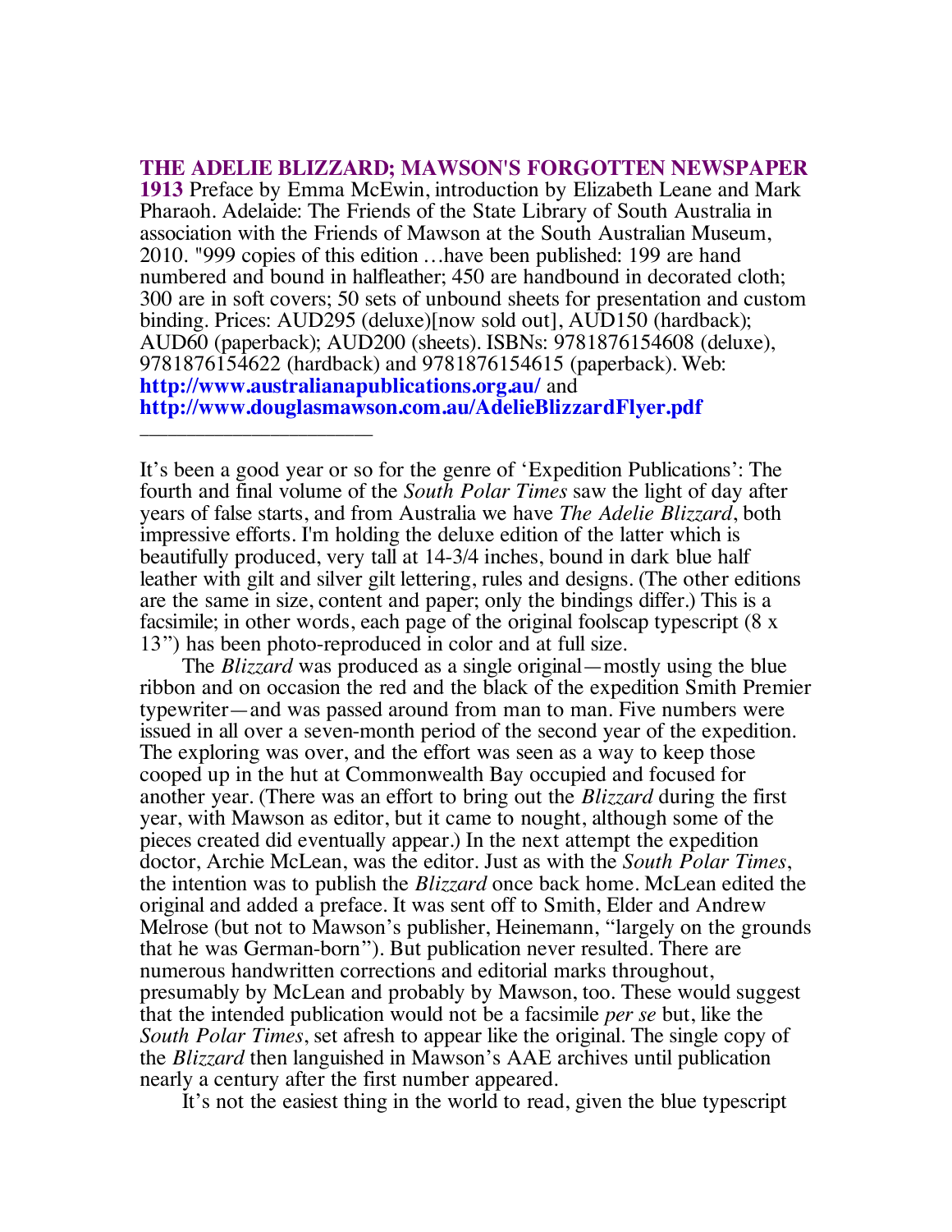**THE ADELIE BLIZZARD; MAWSON'S FORGOTTEN NEWSPAPER 1913** Preface by Emma McEwin, introduction by Elizabeth Leane and Mark Pharaoh. Adelaide: The Friends of the State Library of South Australia in association with the Friends of Mawson at the South Australian Museum, 2010. "999 copies of this edition …have been published: 199 are hand numbered and bound in halfleather; 450 are handbound in decorated cloth; 300 are in soft covers; 50 sets of unbound sheets for presentation and custom binding. Prices: AUD295 (deluxe)[now sold out], AUD150 (hardback); AUD60 (paperback); AUD200 (sheets). ISBNs: 9781876154608 (deluxe), 9781876154622 (hardback) and 9781876154615 (paperback). Web: **http://www.australianapublications.org.au/** and **http://www.douglasmawson.com.au/AdelieBlizzardFlyer.pdf**

———————————————

It's been a good year or so for the genre of 'Expedition Publications': The fourth and final volume of the *South Polar Times* saw the light of day after years of false starts, and from Australia we have *The Adelie Blizzard*, both impressive efforts. I'm holding the deluxe edition of the latter which is beautifully produced, very tall at 14-3/4 inches, bound in dark blue half leather with gilt and silver gilt lettering, rules and designs. (The other editions are the same in size, content and paper; only the bindings differ.) This is a facsimile; in other words, each page of the original foolscap typescript (8 x 13") has been photo-reproduced in color and at full size.

The *Blizzard* was produced as a single original—mostly using the blue ribbon and on occasion the red and the black of the expedition Smith Premier typewriter—and was passed around from man to man. Five numbers were issued in all over a seven-month period of the second year of the expedition. The exploring was over, and the effort was seen as a way to keep those cooped up in the hut at Commonwealth Bay occupied and focused for another year. (There was an effort to bring out the *Blizzard* during the first year, with Mawson as editor, but it came to nought, although some of the pieces created did eventually appear.) In the next attempt the expedition doctor, Archie McLean, was the editor. Just as with the *South Polar Times*, the intention was to publish the *Blizzard* once back home. McLean edited the original and added a preface. It was sent off to Smith, Elder and Andrew Melrose (but not to Mawson's publisher, Heinemann, "largely on the grounds that he was German-born"). But publication never resulted. There are numerous handwritten corrections and editorial marks throughout, presumably by McLean and probably by Mawson, too. These would suggest that the intended publication would not be a facsimile *per se* but, like the *South Polar Times*, set afresh to appear like the original. The single copy of the *Blizzard* then languished in Mawson's AAE archives until publication nearly a century after the first number appeared.

It's not the easiest thing in the world to read, given the blue typescript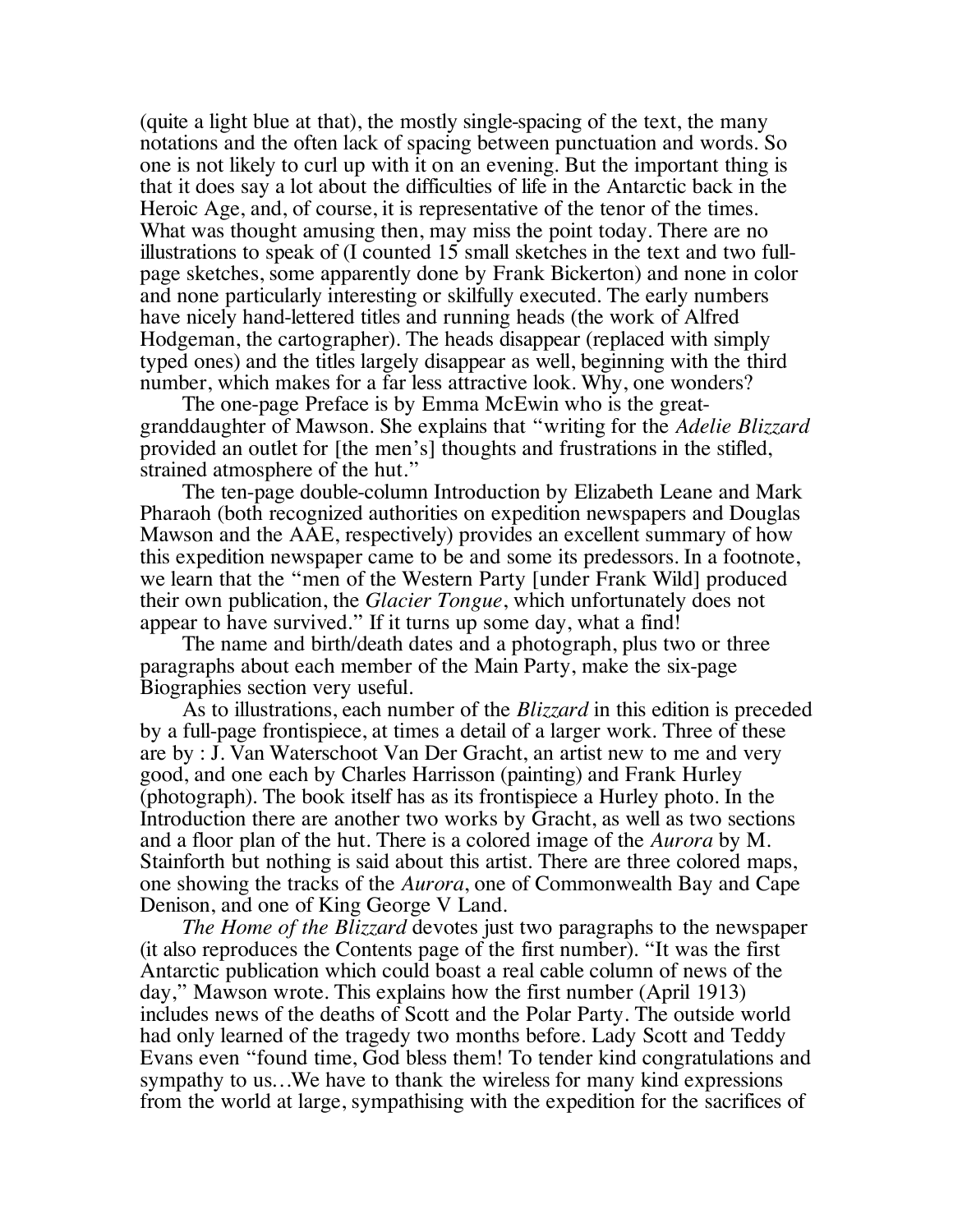(quite a light blue at that), the mostly single-spacing of the text, the many notations and the often lack of spacing between punctuation and words. So one is not likely to curl up with it on an evening. But the important thing is that it does say a lot about the difficulties of life in the Antarctic back in the Heroic Age, and, of course, it is representative of the tenor of the times. What was thought amusing then, may miss the point today. There are no illustrations to speak of (I counted 15 small sketches in the text and two full-page sketches, some apparently done by Frank Bickerton) and none in color and none particularly interesting or skilfully executed. The early numbers have nicely hand-lettered titles and running heads (the work of Alfred Hodgeman, the cartographer). The heads disappear (replaced with simply typed ones) and the titles largely disappear as well, beginning with the third number, which makes for a far less attractive look. Why, one wonders?

The one-page Preface is by Emma McEwin who is the great-granddaughter of Mawson. She explains that "writing for the *Adelie Blizzard* provided an outlet for [the men's] thoughts and frustrations in the stifled, strained atmosphere of the hut."

The ten-page double-column Introduction by Elizabeth Leane and Mark Pharaoh (both recognized authorities on expedition newspapers and Douglas Mawson and the AAE, respectively) provides an excellent summary of how this expedition newspaper came to be and some its predessors. In a footnote, we learn that the "men of the Western Party [under Frank Wild] produced their own publication, the *Glacier Tongue*, which unfortunately does not appear to have survived." If it turns up some day, what a find!

The name and birth/death dates and a photograph, plus two or three paragraphs about each member of the Main Party, make the six-page Biographies section very useful.

As to illustrations, each number of the *Blizzard* in this edition is preceded by a full-page frontispiece, at times a detail of a larger work. Three of these are by : J. Van Waterschoot Van Der Gracht, an artist new to me and very good, and one each by Charles Harrisson (painting) and Frank Hurley (photograph). The book itself has as its frontispiece a Hurley photo. In the Introduction there are another two works by Gracht, as well as two sections and a floor plan of the hut. There is a colored image of the *Aurora* by M. Stainforth but nothing is said about this artist. There are three colored maps, one showing the tracks of the *Aurora*, one of Commonwealth Bay and Cape Denison, and one of King George V Land.

*The Home of the Blizzard* devotes just two paragraphs to the newspaper (it also reproduces the Contents page of the first number). "It was the first Antarctic publication which could boast a real cable column of news of the day," Mawson wrote. This explains how the first number (April 1913) includes news of the deaths of Scott and the Polar Party. The outside world had only learned of the tragedy two months before. Lady Scott and Teddy Evans even "found time, God bless them! To tender kind congratulations and sympathy to us…We have to thank the wireless for many kind expressions from the world at large, sympathising with the expedition for the sacrifices of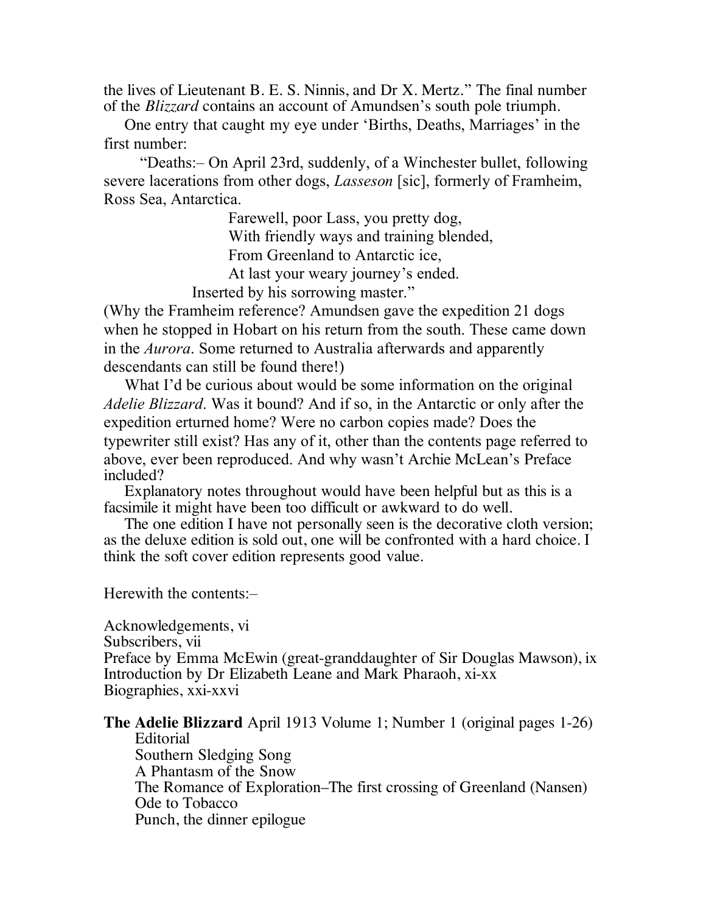the lives of Lieutenant B. E. S. Ninnis, and Dr X. Mertz." The final number of the *Blizzard* contains an account of Amundsen's south pole triumph.

One entry that caught my eye under 'Births, Deaths, Marriages' in the first number:

> "Deaths:– On April 23rd, suddenly, of a Winchester bullet, following severe lacerations from other dogs, *Lasseson* [sic], formerly of Framheim, Ross Sea, Antarctica.
>
> Farewell, poor Lass, you pretty dog,
> With friendly ways and training blended,
> From Greenland to Antarctic ice,
> At last your weary journey's ended.
>
> Inserted by his sorrowing master."

(Why the Framheim reference? Amundsen gave the expedition 21 dogs when he stopped in Hobart on his return from the south. These came down in the *Aurora*. Some returned to Australia afterwards and apparently descendants can still be found there!)

What I'd be curious about would be some information on the original *Adelie Blizzard*. Was it bound? And if so, in the Antarctic or only after the expedition erturned home? Were no carbon copies made? Does the typewriter still exist? Has any of it, other than the contents page referred to above, ever been reproduced. And why wasn't Archie McLean's Preface included?

Explanatory notes throughout would have been helpful but as this is a facsimile it might have been too difficult or awkward to do well.

The one edition I have not personally seen is the decorative cloth version; as the deluxe edition is sold out, one will be confronted with a hard choice. I think the soft cover edition represents good value.

Herewith the contents:–

Acknowledgements, vi
Subscribers, vii
Preface by Emma McEwin (great-granddaughter of Sir Douglas Mawson), ix
Introduction by Dr Elizabeth Leane and Mark Pharaoh, xi-xx
Biographies, xxi-xxvi

**The Adelie Blizzard** April 1913 Volume 1; Number 1 (original pages 1-26)
- Editorial
- Southern Sledging Song
- A Phantasm of the Snow
- The Romance of Exploration–The first crossing of Greenland (Nansen)
- Ode to Tobacco
- Punch, the dinner epilogue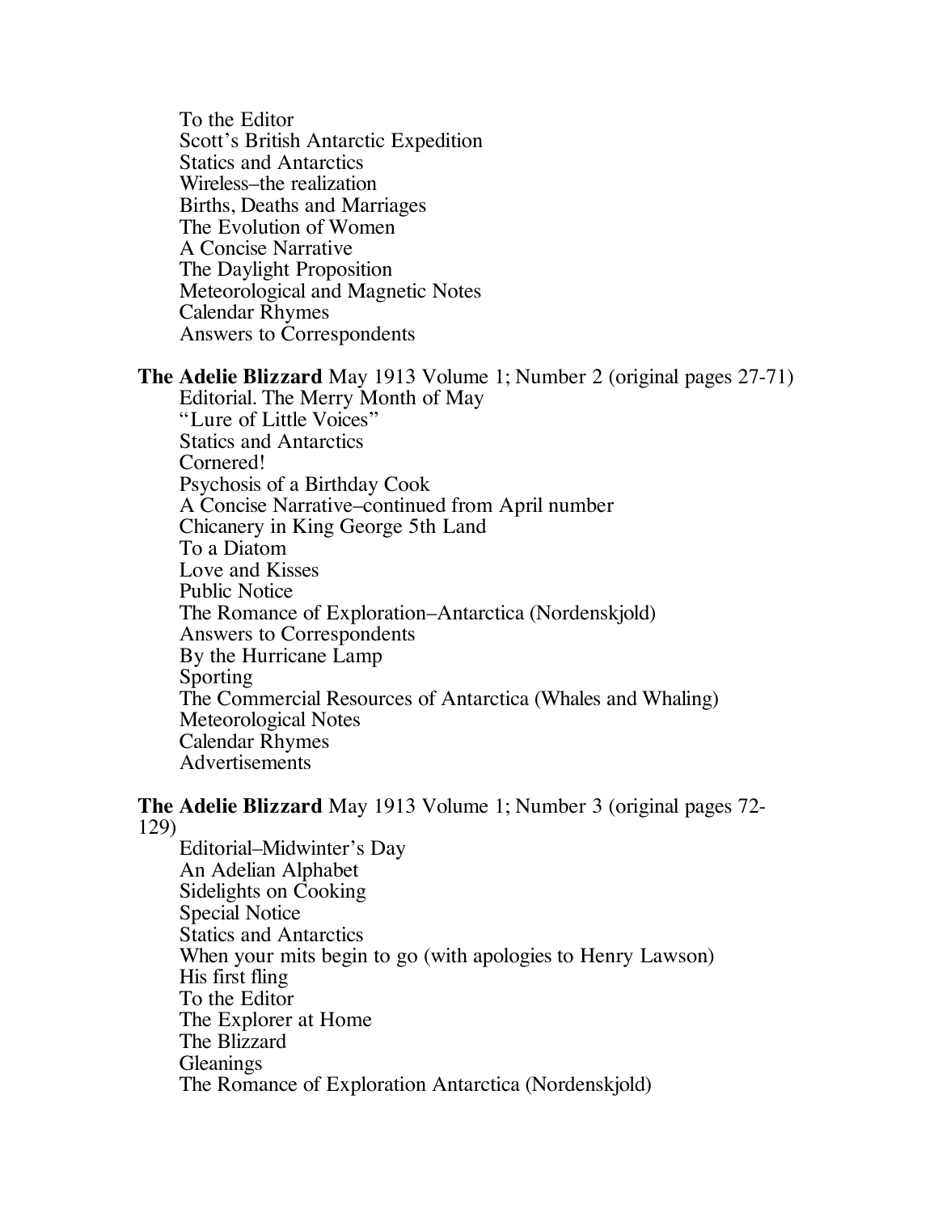To the Editor
Scott's British Antarctic Expedition
Statics and Antarctics
Wireless–the realization
Births, Deaths and Marriages
The Evolution of Women
A Concise Narrative
The Daylight Proposition
Meteorological and Magnetic Notes
Calendar Rhymes
Answers to Correspondents

**The Adelie Blizzard** May 1913 Volume 1; Number 2 (original pages 27-71)

Editorial. The Merry Month of May
"Lure of Little Voices"
Statics and Antarctics
Cornered!
Psychosis of a Birthday Cook
A Concise Narrative–continued from April number
Chicanery in King George 5th Land
To a Diatom
Love and Kisses
Public Notice
The Romance of Exploration–Antarctica (Nordenskjold)
Answers to Correspondents
By the Hurricane Lamp
Sporting
The Commercial Resources of Antarctica (Whales and Whaling)
Meteorological Notes
Calendar Rhymes
Advertisements

**The Adelie Blizzard** May 1913 Volume 1; Number 3 (original pages 72-129)

Editorial–Midwinter's Day
An Adelian Alphabet
Sidelights on Cooking
Special Notice
Statics and Antarctics
When your mits begin to go (with apologies to Henry Lawson)
His first fling
To the Editor
The Explorer at Home
The Blizzard
Gleanings
The Romance of Exploration Antarctica (Nordenskjold)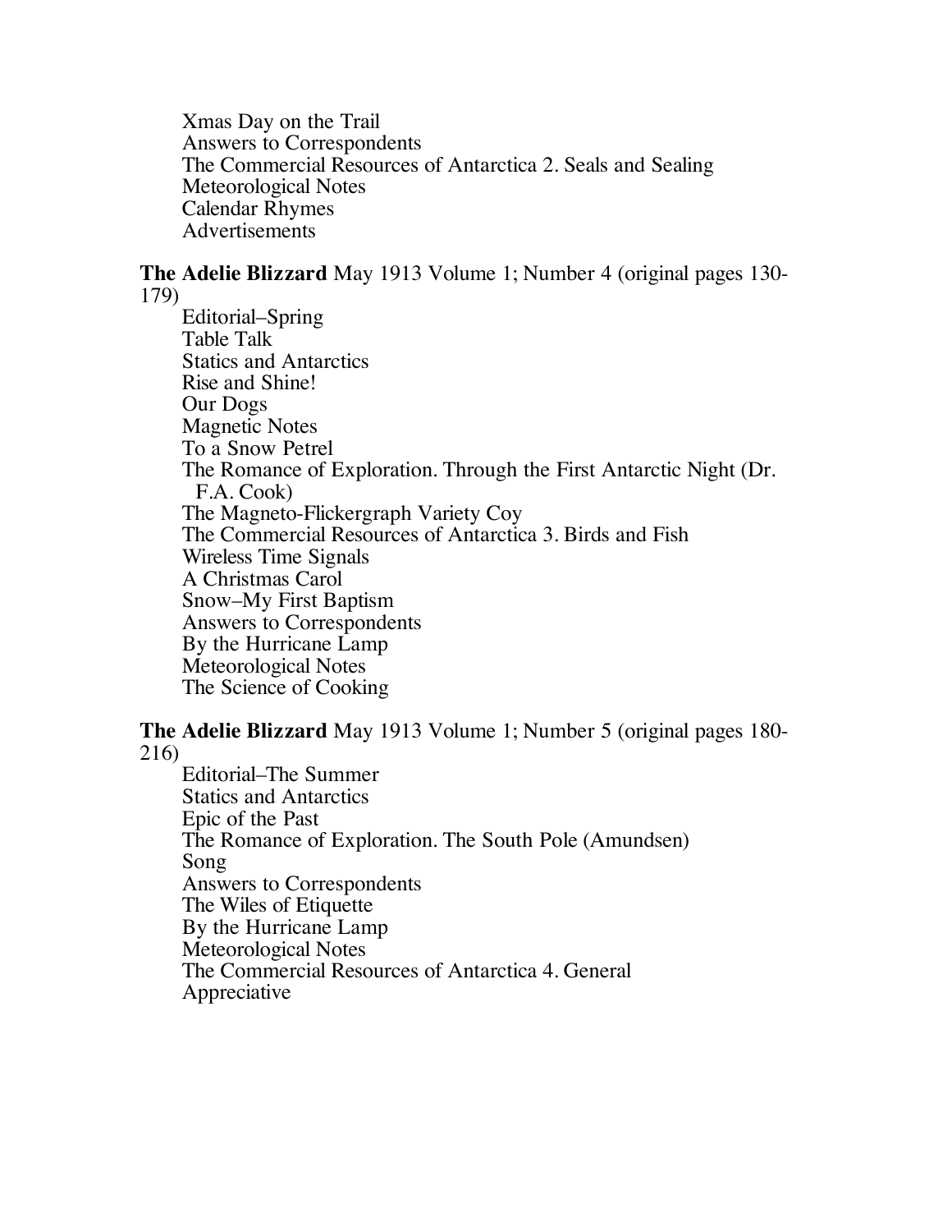Xmas Day on the Trail
Answers to Correspondents
The Commercial Resources of Antarctica 2. Seals and Sealing
Meteorological Notes
Calendar Rhymes
Advertisements

**The Adelie Blizzard** May 1913 Volume 1; Number 4 (original pages 130-179)

Editorial–Spring
Table Talk
Statics and Antarctics
Rise and Shine!
Our Dogs
Magnetic Notes
To a Snow Petrel
The Romance of Exploration. Through the First Antarctic Night (Dr. F.A. Cook)
The Magneto-Flickergraph Variety Coy
The Commercial Resources of Antarctica 3. Birds and Fish
Wireless Time Signals
A Christmas Carol
Snow–My First Baptism
Answers to Correspondents
By the Hurricane Lamp
Meteorological Notes
The Science of Cooking

**The Adelie Blizzard** May 1913 Volume 1; Number 5 (original pages 180-216)

Editorial–The Summer
Statics and Antarctics
Epic of the Past
The Romance of Exploration. The South Pole (Amundsen)
Song
Answers to Correspondents
The Wiles of Etiquette
By the Hurricane Lamp
Meteorological Notes
The Commercial Resources of Antarctica 4. General
Appreciative